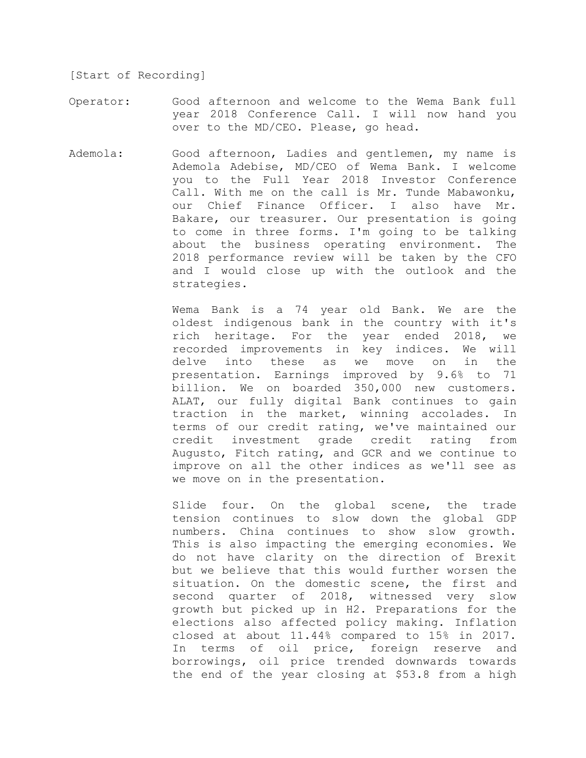[Start of Recording]

Operator: Good afternoon and welcome to the Wema Bank full year 2018 Conference Call. I will now hand you over to the MD/CEO. Please, go head.

Ademola: Good afternoon, Ladies and gentlemen, my name is Ademola Adebise, MD/CEO of Wema Bank. I welcome you to the Full Year 2018 Investor Conference Call. With me on the call is Mr. Tunde Mabawonku, our Chief Finance Officer. I also have Mr. Bakare, our treasurer. Our presentation is going to come in three forms. I'm going to be talking about the business operating environment. The 2018 performance review will be taken by the CFO and I would close up with the outlook and the strategies.

Wema Bank is a 74 year old Bank. We are the oldest indigenous bank in the country with it's rich heritage. For the year ended 2018, we recorded improvements in key indices. We will delve into these as we move on in the presentation. Earnings improved by 9.6% to 71 billion. We on boarded 350,000 new customers. ALAT, our fully digital Bank continues to gain traction in the market, winning accolades. In terms of our credit rating, we've maintained our credit investment grade credit rating from Augusto, Fitch rating, and GCR and we continue to improve on all the other indices as we'll see as we move on in the presentation.

Slide four. On the global scene, the trade tension continues to slow down the global GDP numbers. China continues to show slow growth. This is also impacting the emerging economies. We do not have clarity on the direction of Brexit but we believe that this would further worsen the situation. On the domestic scene, the first and second quarter of 2018, witnessed very slow growth but picked up in H2. Preparations for the elections also affected policy making. Inflation closed at about 11.44% compared to 15% in 2017. In terms of oil price, foreign reserve and borrowings, oil price trended downwards towards the end of the year closing at $53.8 from a high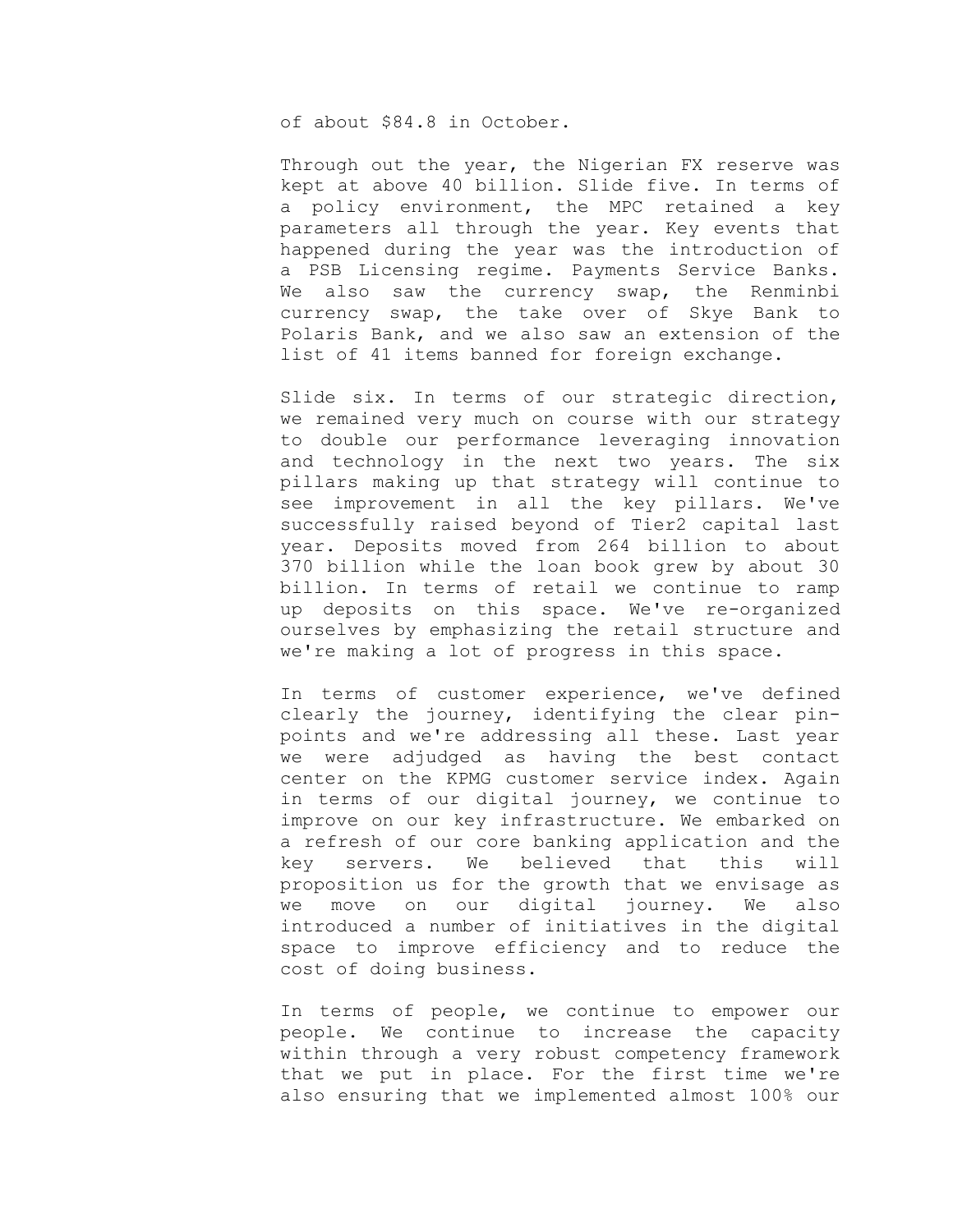of about $84.8 in October.

Through out the year, the Nigerian FX reserve was kept at above 40 billion. Slide five. In terms of a policy environment, the MPC retained a key parameters all through the year. Key events that happened during the year was the introduction of a PSB Licensing regime. Payments Service Banks. We also saw the currency swap, the Renminbi currency swap, the take over of Skye Bank to Polaris Bank, and we also saw an extension of the list of 41 items banned for foreign exchange.

Slide six. In terms of our strategic direction, we remained very much on course with our strategy to double our performance leveraging innovation and technology in the next two years. The six pillars making up that strategy will continue to see improvement in all the key pillars. We've successfully raised beyond of Tier2 capital last year. Deposits moved from 264 billion to about 370 billion while the loan book grew by about 30 billion. In terms of retail we continue to ramp up deposits on this space. We've re-organized ourselves by emphasizing the retail structure and we're making a lot of progress in this space.

In terms of customer experience, we've defined clearly the journey, identifying the clear pin-points and we're addressing all these. Last year we were adjudged as having the best contact center on the KPMG customer service index. Again in terms of our digital journey, we continue to improve on our key infrastructure. We embarked on a refresh of our core banking application and the key servers. We believed that this will proposition us for the growth that we envisage as we move on our digital journey. We also introduced a number of initiatives in the digital space to improve efficiency and to reduce the cost of doing business.

In terms of people, we continue to empower our people. We continue to increase the capacity within through a very robust competency framework that we put in place. For the first time we're also ensuring that we implemented almost 100% our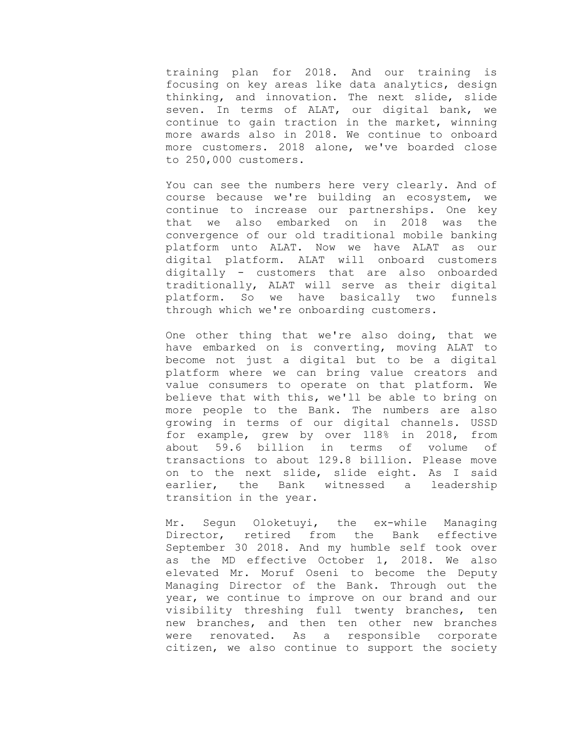training plan for 2018. And our training is focusing on key areas like data analytics, design thinking, and innovation. The next slide, slide seven. In terms of ALAT, our digital bank, we continue to gain traction in the market, winning more awards also in 2018. We continue to onboard more customers. 2018 alone, we've boarded close to 250,000 customers.

You can see the numbers here very clearly. And of course because we're building an ecosystem, we continue to increase our partnerships. One key that we also embarked on in 2018 was the convergence of our old traditional mobile banking platform unto ALAT. Now we have ALAT as our digital platform. ALAT will onboard customers digitally - customers that are also onboarded traditionally, ALAT will serve as their digital platform. So we have basically two funnels through which we're onboarding customers.

One other thing that we're also doing, that we have embarked on is converting, moving ALAT to become not just a digital but to be a digital platform where we can bring value creators and value consumers to operate on that platform. We believe that with this, we'll be able to bring on more people to the Bank. The numbers are also growing in terms of our digital channels. USSD for example, grew by over 118% in 2018, from about 59.6 billion in terms of volume of transactions to about 129.8 billion. Please move on to the next slide, slide eight. As I said earlier, the Bank witnessed a leadership transition in the year.

Mr. Segun Oloketuyi, the ex-while Managing Director, retired from the Bank effective September 30 2018. And my humble self took over as the MD effective October 1, 2018. We also elevated Mr. Moruf Oseni to become the Deputy Managing Director of the Bank. Through out the year, we continue to improve on our brand and our visibility threshing full twenty branches, ten new branches, and then ten other new branches were renovated. As a responsible corporate citizen, we also continue to support the society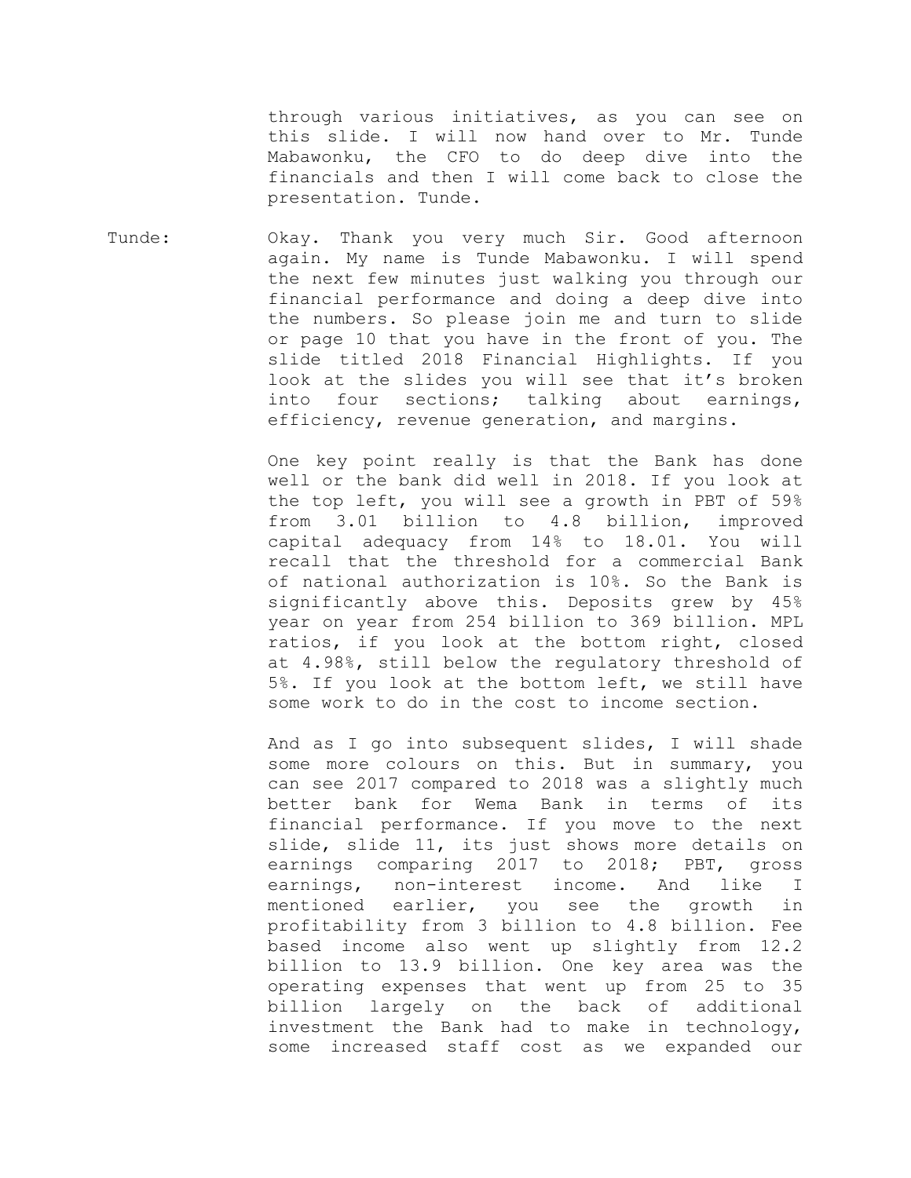through various initiatives, as you can see on this slide. I will now hand over to Mr. Tunde Mabawonku, the CFO to do deep dive into the financials and then I will come back to close the presentation. Tunde.

Tunde: Okay. Thank you very much Sir. Good afternoon again. My name is Tunde Mabawonku. I will spend the next few minutes just walking you through our financial performance and doing a deep dive into the numbers. So please join me and turn to slide or page 10 that you have in the front of you. The slide titled 2018 Financial Highlights. If you look at the slides you will see that it's broken into four sections; talking about earnings, efficiency, revenue generation, and margins.

One key point really is that the Bank has done well or the bank did well in 2018. If you look at the top left, you will see a growth in PBT of 59% from 3.01 billion to 4.8 billion, improved capital adequacy from 14% to 18.01. You will recall that the threshold for a commercial Bank of national authorization is 10%. So the Bank is significantly above this. Deposits grew by 45% year on year from 254 billion to 369 billion. MPL ratios, if you look at the bottom right, closed at 4.98%, still below the regulatory threshold of 5%. If you look at the bottom left, we still have some work to do in the cost to income section.

And as I go into subsequent slides, I will shade some more colours on this. But in summary, you can see 2017 compared to 2018 was a slightly much better bank for Wema Bank in terms of its financial performance. If you move to the next slide, slide 11, its just shows more details on earnings comparing 2017 to 2018; PBT, gross earnings, non-interest income. And like I mentioned earlier, you see the growth in profitability from 3 billion to 4.8 billion. Fee based income also went up slightly from 12.2 billion to 13.9 billion. One key area was the operating expenses that went up from 25 to 35 billion largely on the back of additional investment the Bank had to make in technology, some increased staff cost as we expanded our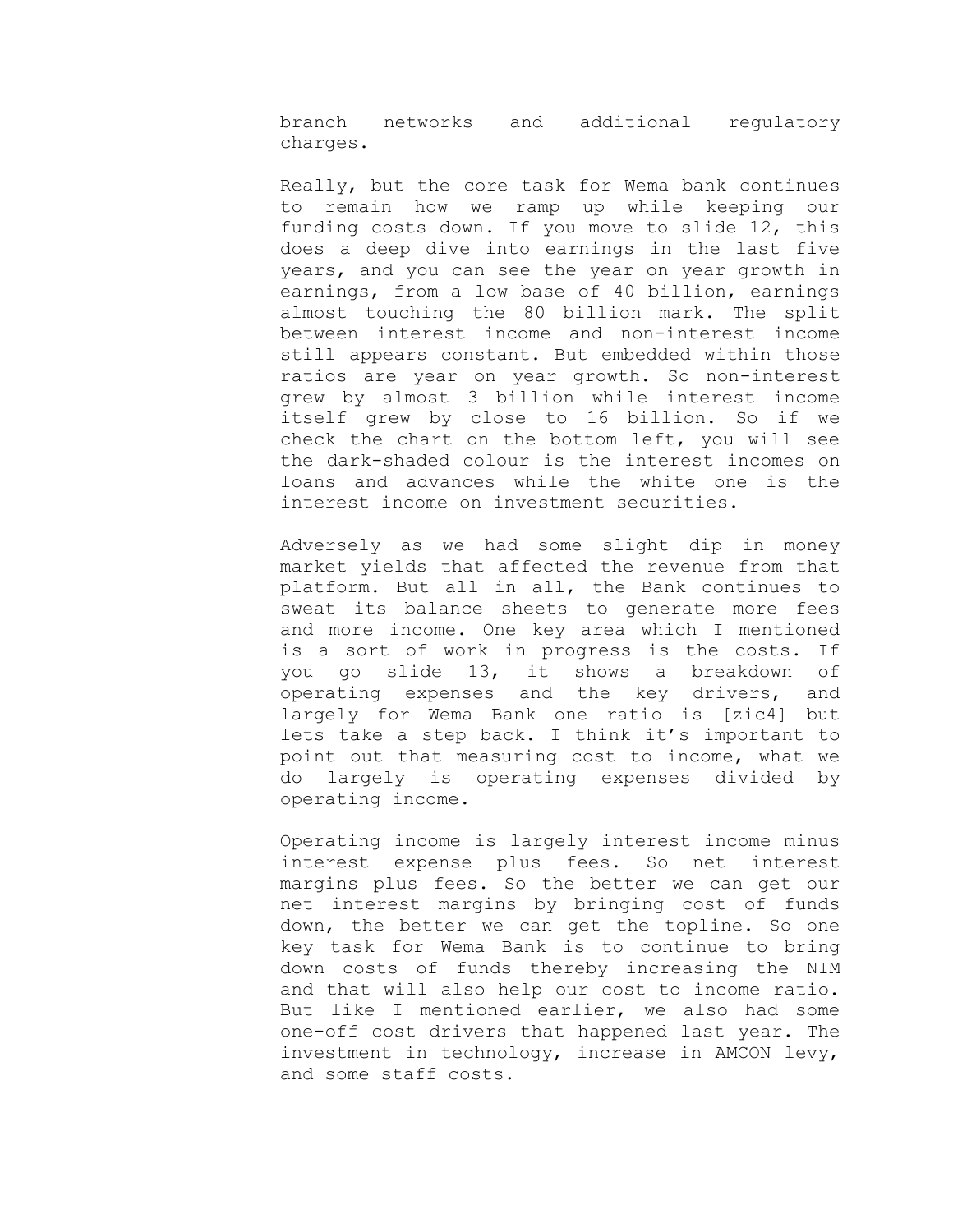branch networks and additional regulatory charges.

Really, but the core task for Wema bank continues to remain how we ramp up while keeping our funding costs down. If you move to slide 12, this does a deep dive into earnings in the last five years, and you can see the year on year growth in earnings, from a low base of 40 billion, earnings almost touching the 80 billion mark. The split between interest income and non-interest income still appears constant. But embedded within those ratios are year on year growth. So non-interest grew by almost 3 billion while interest income itself grew by close to 16 billion. So if we check the chart on the bottom left, you will see the dark-shaded colour is the interest incomes on loans and advances while the white one is the interest income on investment securities.

Adversely as we had some slight dip in money market yields that affected the revenue from that platform. But all in all, the Bank continues to sweat its balance sheets to generate more fees and more income. One key area which I mentioned is a sort of work in progress is the costs. If you go slide 13, it shows a breakdown of operating expenses and the key drivers, and largely for Wema Bank one ratio is [zic4] but lets take a step back. I think it's important to point out that measuring cost to income, what we do largely is operating expenses divided by operating income.

Operating income is largely interest income minus interest expense plus fees. So net interest margins plus fees. So the better we can get our net interest margins by bringing cost of funds down, the better we can get the topline. So one key task for Wema Bank is to continue to bring down costs of funds thereby increasing the NIM and that will also help our cost to income ratio. But like I mentioned earlier, we also had some one-off cost drivers that happened last year. The investment in technology, increase in AMCON levy, and some staff costs.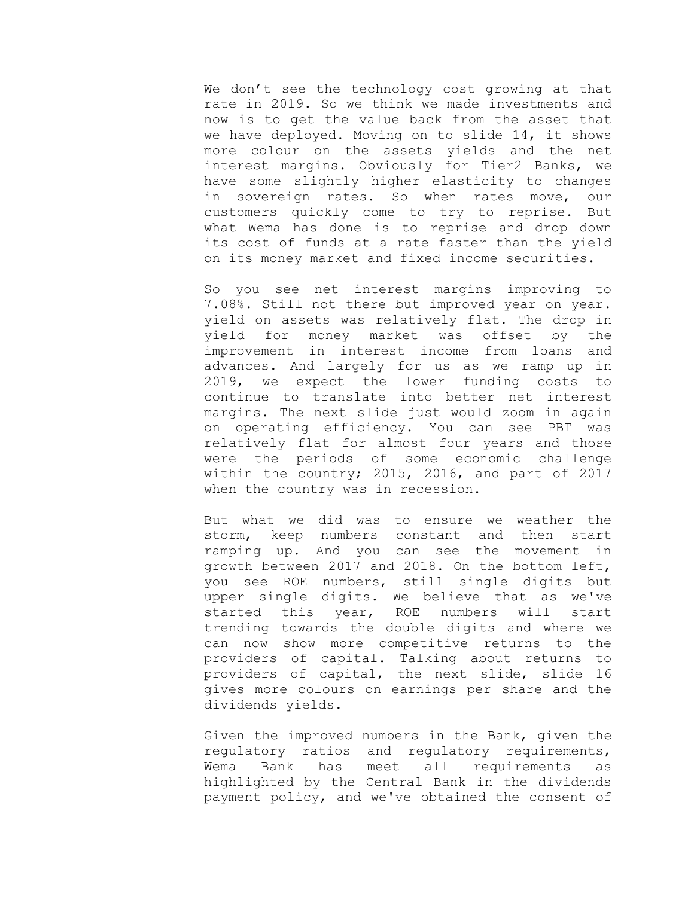We don’t see the technology cost growing at that rate in 2019. So we think we made investments and now is to get the value back from the asset that we have deployed. Moving on to slide 14, it shows more colour on the assets yields and the net interest margins. Obviously for Tier2 Banks, we have some slightly higher elasticity to changes in sovereign rates. So when rates move, our customers quickly come to try to reprise. But what Wema has done is to reprise and drop down its cost of funds at a rate faster than the yield on its money market and fixed income securities.

So you see net interest margins improving to 7.08%. Still not there but improved year on year. yield on assets was relatively flat. The drop in yield for money market was offset by the improvement in interest income from loans and advances. And largely for us as we ramp up in 2019, we expect the lower funding costs to continue to translate into better net interest margins. The next slide just would zoom in again on operating efficiency. You can see PBT was relatively flat for almost four years and those were the periods of some economic challenge within the country; 2015, 2016, and part of 2017 when the country was in recession.

But what we did was to ensure we weather the storm, keep numbers constant and then start ramping up. And you can see the movement in growth between 2017 and 2018. On the bottom left, you see ROE numbers, still single digits but upper single digits. We believe that as we've started this year, ROE numbers will start trending towards the double digits and where we can now show more competitive returns to the providers of capital. Talking about returns to providers of capital, the next slide, slide 16 gives more colours on earnings per share and the dividends yields.

Given the improved numbers in the Bank, given the regulatory ratios and regulatory requirements, Wema Bank has meet all requirements as highlighted by the Central Bank in the dividends payment policy, and we've obtained the consent of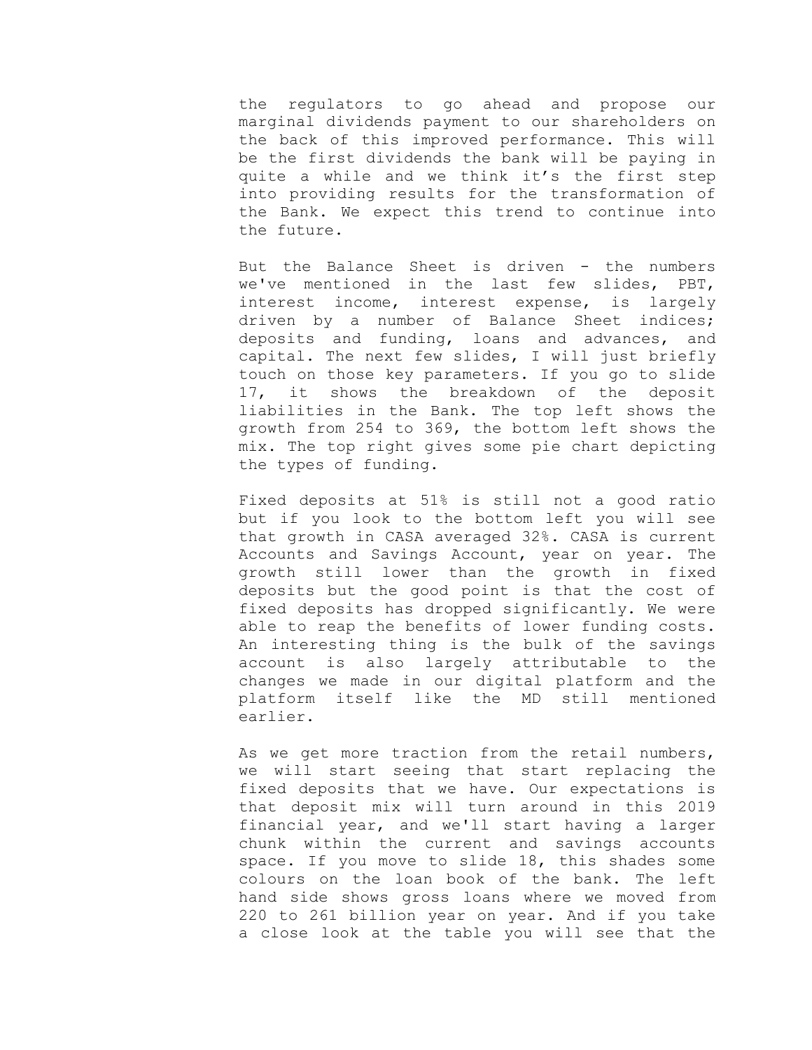the regulators to go ahead and propose our marginal dividends payment to our shareholders on the back of this improved performance. This will be the first dividends the bank will be paying in quite a while and we think it's the first step into providing results for the transformation of the Bank. We expect this trend to continue into the future.

But the Balance Sheet is driven - the numbers we've mentioned in the last few slides, PBT, interest income, interest expense, is largely driven by a number of Balance Sheet indices; deposits and funding, loans and advances, and capital. The next few slides, I will just briefly touch on those key parameters. If you go to slide 17, it shows the breakdown of the deposit liabilities in the Bank. The top left shows the growth from 254 to 369, the bottom left shows the mix. The top right gives some pie chart depicting the types of funding.

Fixed deposits at 51% is still not a good ratio but if you look to the bottom left you will see that growth in CASA averaged 32%. CASA is current Accounts and Savings Account, year on year. The growth still lower than the growth in fixed deposits but the good point is that the cost of fixed deposits has dropped significantly. We were able to reap the benefits of lower funding costs. An interesting thing is the bulk of the savings account is also largely attributable to the changes we made in our digital platform and the platform itself like the MD still mentioned earlier.

As we get more traction from the retail numbers, we will start seeing that start replacing the fixed deposits that we have. Our expectations is that deposit mix will turn around in this 2019 financial year, and we'll start having a larger chunk within the current and savings accounts space. If you move to slide 18, this shades some colours on the loan book of the bank. The left hand side shows gross loans where we moved from 220 to 261 billion year on year. And if you take a close look at the table you will see that the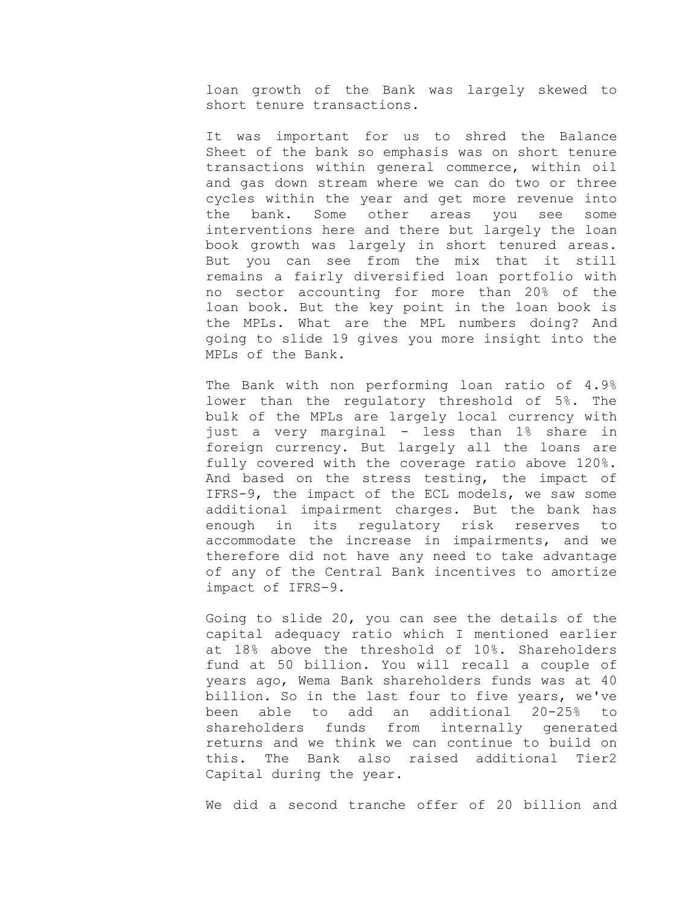loan growth of the Bank was largely skewed to short tenure transactions.

It was important for us to shred the Balance Sheet of the bank so emphasis was on short tenure transactions within general commerce, within oil and gas down stream where we can do two or three cycles within the year and get more revenue into the bank. Some other areas you see some interventions here and there but largely the loan book growth was largely in short tenured areas. But you can see from the mix that it still remains a fairly diversified loan portfolio with no sector accounting for more than 20% of the loan book. But the key point in the loan book is the MPLs. What are the MPL numbers doing? And going to slide 19 gives you more insight into the MPLs of the Bank.

The Bank with non performing loan ratio of 4.9% lower than the regulatory threshold of 5%. The bulk of the MPLs are largely local currency with just a very marginal - less than 1% share in foreign currency. But largely all the loans are fully covered with the coverage ratio above 120%. And based on the stress testing, the impact of IFRS-9, the impact of the ECL models, we saw some additional impairment charges. But the bank has enough in its regulatory risk reserves to accommodate the increase in impairments, and we therefore did not have any need to take advantage of any of the Central Bank incentives to amortize impact of IFRS-9.

Going to slide 20, you can see the details of the capital adequacy ratio which I mentioned earlier at 18% above the threshold of 10%. Shareholders fund at 50 billion. You will recall a couple of years ago, Wema Bank shareholders funds was at 40 billion. So in the last four to five years, we've been able to add an additional 20-25% to shareholders funds from internally generated returns and we think we can continue to build on this. The Bank also raised additional Tier2 Capital during the year.

We did a second tranche offer of 20 billion and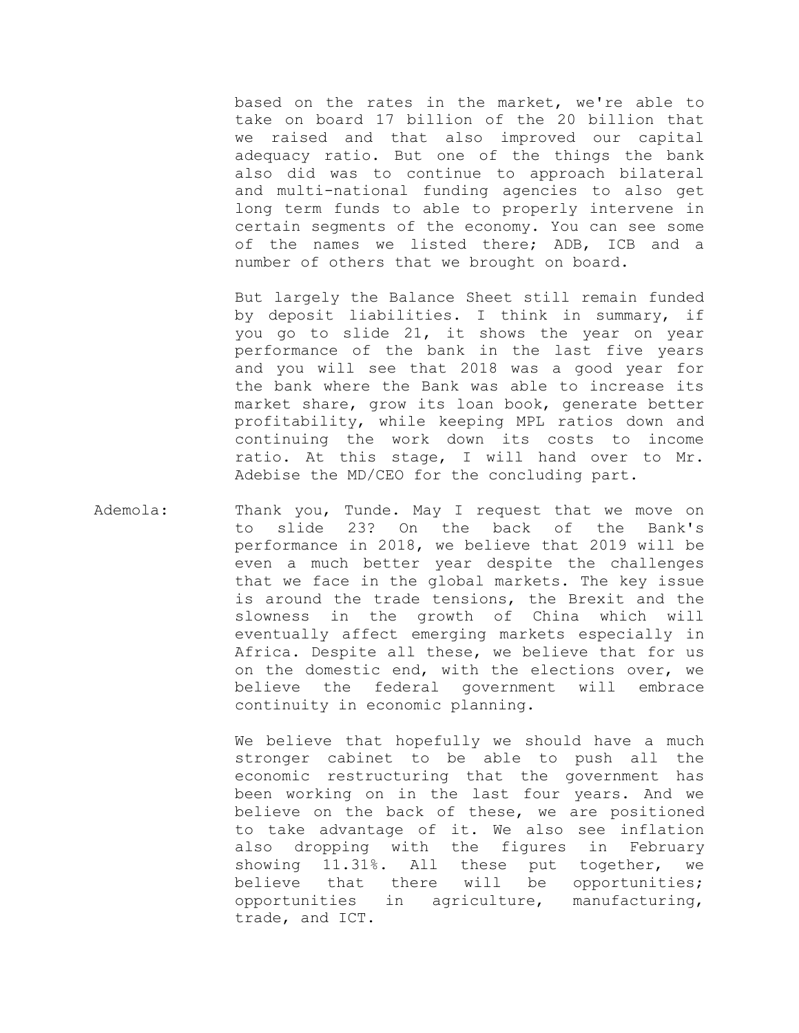based on the rates in the market, we're able to take on board 17 billion of the 20 billion that we raised and that also improved our capital adequacy ratio. But one of the things the bank also did was to continue to approach bilateral and multi-national funding agencies to also get long term funds to able to properly intervene in certain segments of the economy. You can see some of the names we listed there; ADB, ICB and a number of others that we brought on board.

But largely the Balance Sheet still remain funded by deposit liabilities. I think in summary, if you go to slide 21, it shows the year on year performance of the bank in the last five years and you will see that 2018 was a good year for the bank where the Bank was able to increase its market share, grow its loan book, generate better profitability, while keeping MPL ratios down and continuing the work down its costs to income ratio. At this stage, I will hand over to Mr. Adebise the MD/CEO for the concluding part.

Ademola: Thank you, Tunde. May I request that we move on to slide 23? On the back of the Bank's performance in 2018, we believe that 2019 will be even a much better year despite the challenges that we face in the global markets. The key issue is around the trade tensions, the Brexit and the slowness in the growth of China which will eventually affect emerging markets especially in Africa. Despite all these, we believe that for us on the domestic end, with the elections over, we believe the federal government will embrace continuity in economic planning.

We believe that hopefully we should have a much stronger cabinet to be able to push all the economic restructuring that the government has been working on in the last four years. And we believe on the back of these, we are positioned to take advantage of it. We also see inflation also dropping with the figures in February showing 11.31%. All these put together, we believe that there will be opportunities; opportunities in agriculture, manufacturing, trade, and ICT.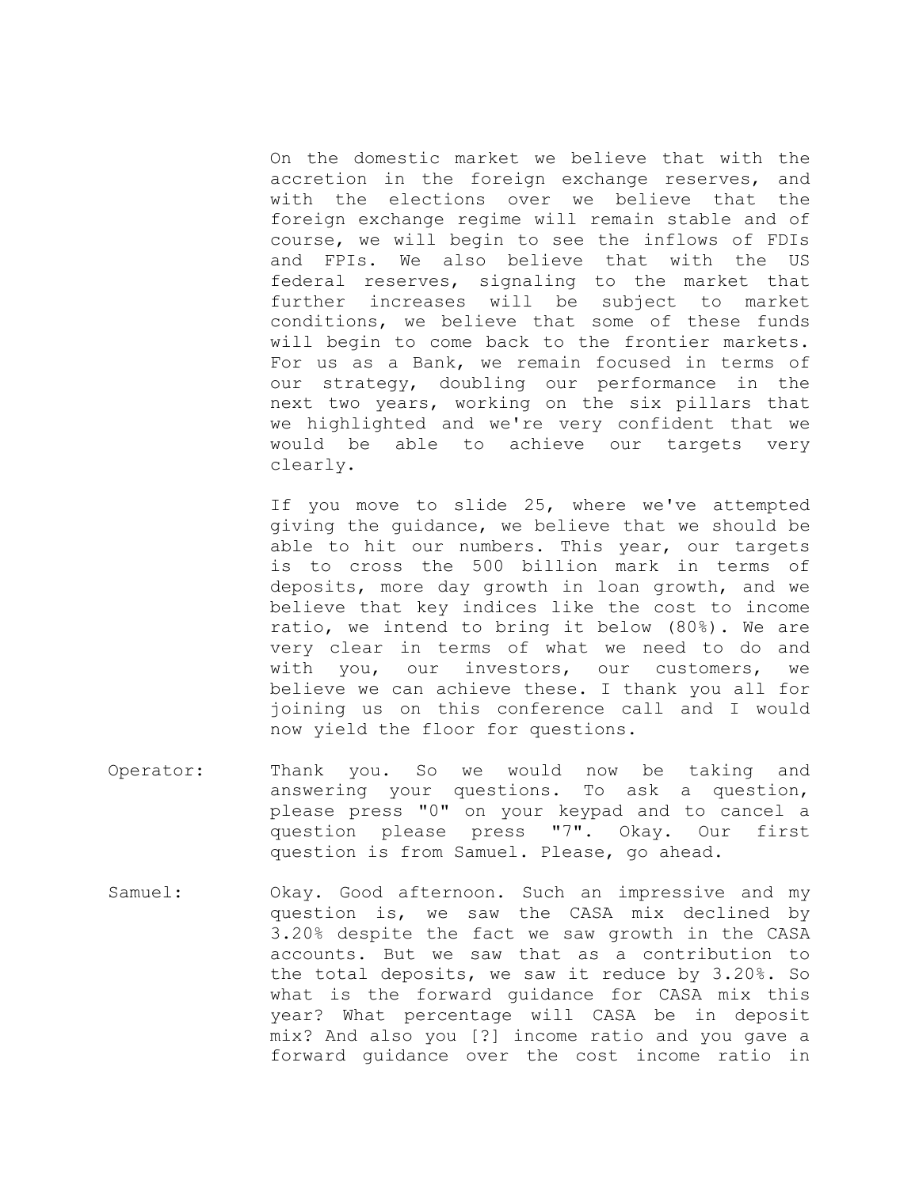On the domestic market we believe that with the accretion in the foreign exchange reserves, and with the elections over we believe that the foreign exchange regime will remain stable and of course, we will begin to see the inflows of FDIs and FPIs. We also believe that with the US federal reserves, signaling to the market that further increases will be subject to market conditions, we believe that some of these funds will begin to come back to the frontier markets. For us as a Bank, we remain focused in terms of our strategy, doubling our performance in the next two years, working on the six pillars that we highlighted and we're very confident that we would be able to achieve our targets very clearly.

If you move to slide 25, where we've attempted giving the guidance, we believe that we should be able to hit our numbers. This year, our targets is to cross the 500 billion mark in terms of deposits, more day growth in loan growth, and we believe that key indices like the cost to income ratio, we intend to bring it below (80%). We are very clear in terms of what we need to do and with you, our investors, our customers, we believe we can achieve these. I thank you all for joining us on this conference call and I would now yield the floor for questions.

**Operator:** Thank you. So we would now be taking and answering your questions. To ask a question, please press "0" on your keypad and to cancel a question please press "7". Okay. Our first question is from Samuel. Please, go ahead.

**Samuel:** Okay. Good afternoon. Such an impressive and my question is, we saw the CASA mix declined by 3.20% despite the fact we saw growth in the CASA accounts. But we saw that as a contribution to the total deposits, we saw it reduce by 3.20%. So what is the forward guidance for CASA mix this year? What percentage will CASA be in deposit mix? And also you [?] income ratio and you gave a forward guidance over the cost income ratio in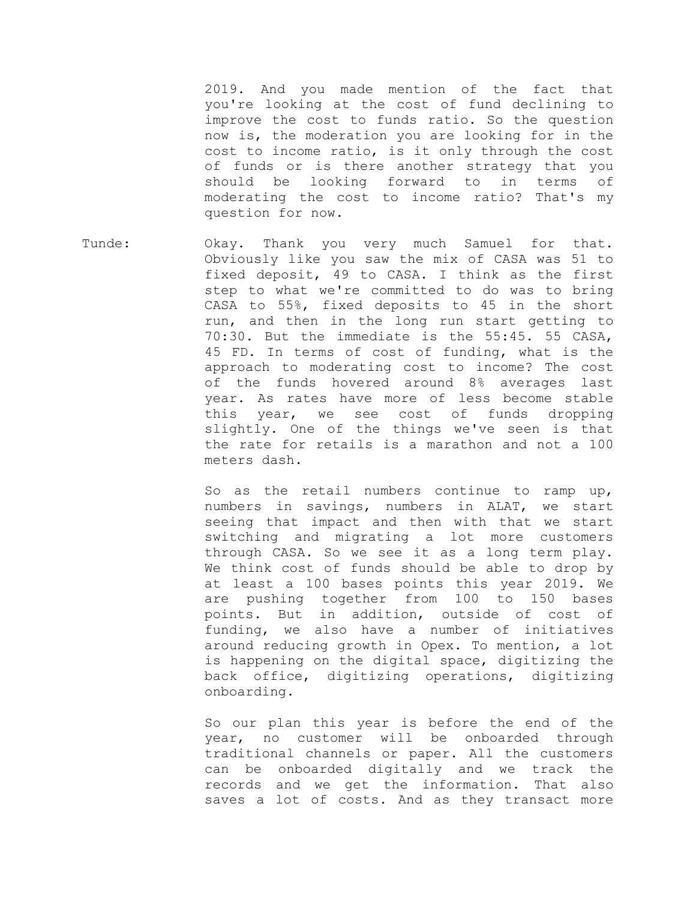2019. And you made mention of the fact that you're looking at the cost of fund declining to improve the cost to funds ratio. So the question now is, the moderation you are looking for in the cost to income ratio, is it only through the cost of funds or is there another strategy that you should be looking forward to in terms of moderating the cost to income ratio? That's my question for now.

Tunde: Okay. Thank you very much Samuel for that. Obviously like you saw the mix of CASA was 51 to fixed deposit, 49 to CASA. I think as the first step to what we're committed to do was to bring CASA to 55%, fixed deposits to 45 in the short run, and then in the long run start getting to 70:30. But the immediate is the 55:45. 55 CASA, 45 FD. In terms of cost of funding, what is the approach to moderating cost to income? The cost of the funds hovered around 8% averages last year. As rates have more of less become stable this year, we see cost of funds dropping slightly. One of the things we've seen is that the rate for retails is a marathon and not a 100 meters dash.

So as the retail numbers continue to ramp up, numbers in savings, numbers in ALAT, we start seeing that impact and then with that we start switching and migrating a lot more customers through CASA. So we see it as a long term play. We think cost of funds should be able to drop by at least a 100 bases points this year 2019. We are pushing together from 100 to 150 bases points. But in addition, outside of cost of funding, we also have a number of initiatives around reducing growth in Opex. To mention, a lot is happening on the digital space, digitizing the back office, digitizing operations, digitizing onboarding.

So our plan this year is before the end of the year, no customer will be onboarded through traditional channels or paper. All the customers can be onboarded digitally and we track the records and we get the information. That also saves a lot of costs. And as they transact more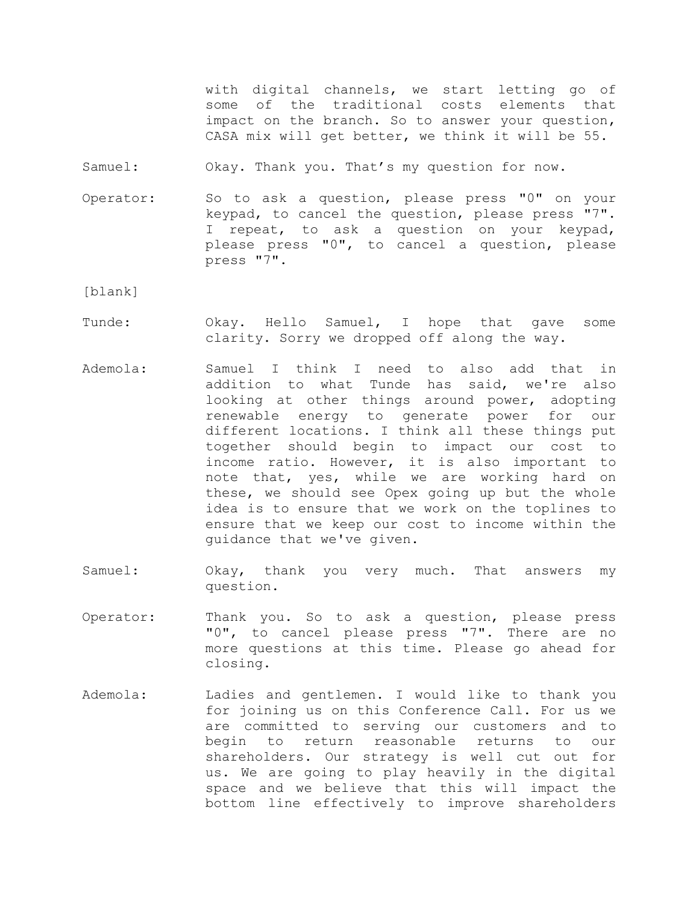with digital channels, we start letting go of some of the traditional costs elements that impact on the branch. So to answer your question, CASA mix will get better, we think it will be 55.

Samuel: Okay. Thank you. That's my question for now.

Operator: So to ask a question, please press "0" on your keypad, to cancel the question, please press "7". I repeat, to ask a question on your keypad, please press "0", to cancel a question, please press "7".

[blank]

Tunde: Okay. Hello Samuel, I hope that gave some clarity. Sorry we dropped off along the way.

Ademola: Samuel I think I need to also add that in addition to what Tunde has said, we're also looking at other things around power, adopting renewable energy to generate power for our different locations. I think all these things put together should begin to impact our cost to income ratio. However, it is also important to note that, yes, while we are working hard on these, we should see Opex going up but the whole idea is to ensure that we work on the toplines to ensure that we keep our cost to income within the guidance that we've given.

Samuel: Okay, thank you very much. That answers my question.

Operator: Thank you. So to ask a question, please press "0", to cancel please press "7". There are no more questions at this time. Please go ahead for closing.

Ademola: Ladies and gentlemen. I would like to thank you for joining us on this Conference Call. For us we are committed to serving our customers and to begin to return reasonable returns to our shareholders. Our strategy is well cut out for us. We are going to play heavily in the digital space and we believe that this will impact the bottom line effectively to improve shareholders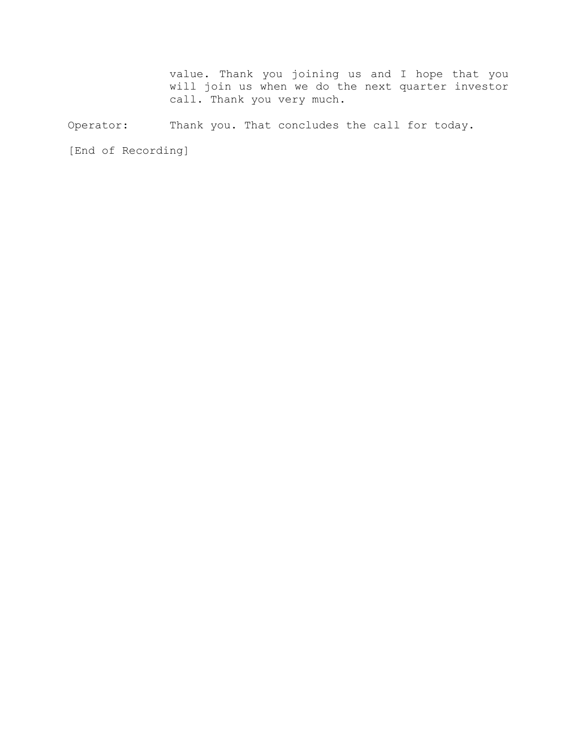value. Thank you joining us and I hope that you will join us when we do the next quarter investor call. Thank you very much.

Operator: Thank you. That concludes the call for today.

[End of Recording]